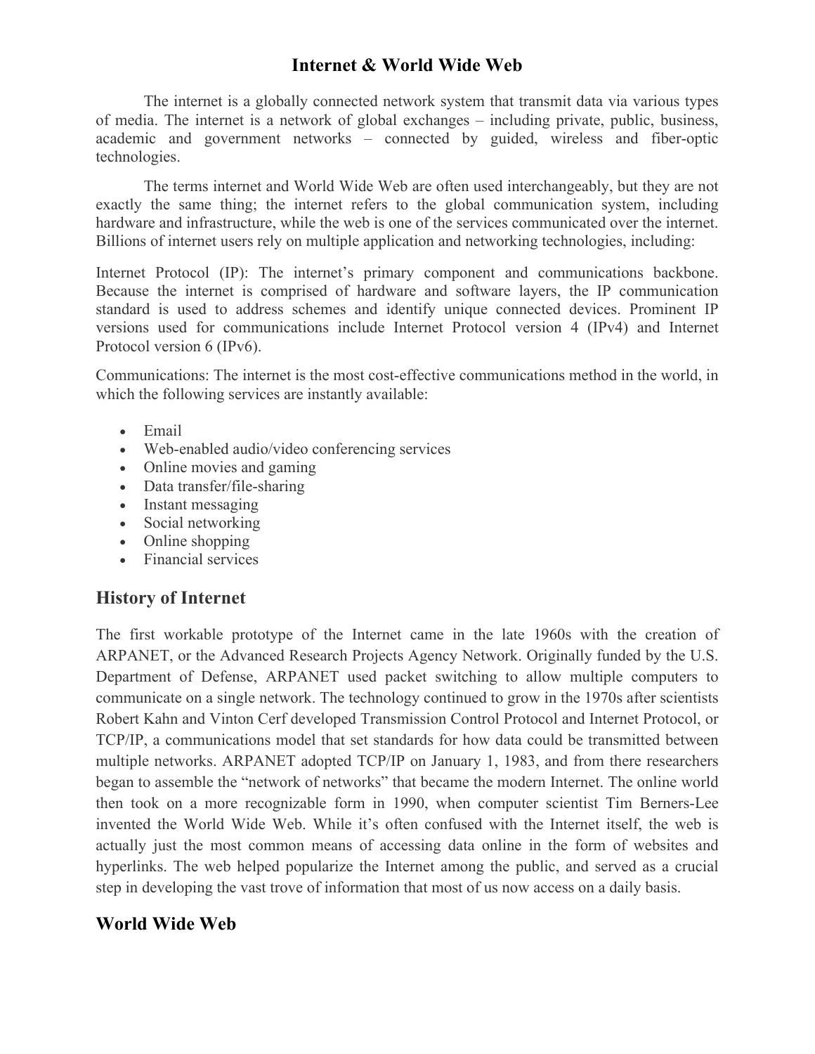# Internet & World Wide Web

The internet is a globally connected network system that transmit data via various types of media. The internet is a network of global exchanges – including private, public, business, academic and government networks – connected by guided, wireless and fiber-optic technologies.

The terms internet and World Wide Web are often used interchangeably, but they are not exactly the same thing; the internet refers to the global communication system, including hardware and infrastructure, while the web is one of the services communicated over the internet. Billions of internet users rely on multiple application and networking technologies, including:

Internet Protocol (IP): The internet's primary component and communications backbone. Because the internet is comprised of hardware and software layers, the IP communication standard is used to address schemes and identify unique connected devices. Prominent IP versions used for communications include Internet Protocol version 4 (IPv4) and Internet Protocol version 6 (IPv6).

Communications: The internet is the most cost-effective communications method in the world, in which the following services are instantly available:

- Email
- Web-enabled audio/video conferencing services
- Online movies and gaming
- Data transfer/file-sharing
- Instant messaging
- Social networking
- Online shopping
- Financial services

## History of Internet

The first workable prototype of the Internet came in the late 1960s with the creation of ARPANET, or the Advanced Research Projects Agency Network. Originally funded by the U.S. Department of Defense, ARPANET used packet switching to allow multiple computers to communicate on a single network. The technology continued to grow in the 1970s after scientists Robert Kahn and Vinton Cerf developed Transmission Control Protocol and Internet Protocol, or TCP/IP, a communications model that set standards for how data could be transmitted between multiple networks. ARPANET adopted TCP/IP on January 1, 1983, and from there researchers began to assemble the "network of networks" that became the modern Internet. The online world then took on a more recognizable form in 1990, when computer scientist Tim Berners-Lee invented the World Wide Web. While it's often confused with the Internet itself, the web is actually just the most common means of accessing data online in the form of websites and hyperlinks. The web helped popularize the Internet among the public, and served as a crucial step in developing the vast trove of information that most of us now access on a daily basis.

## World Wide Web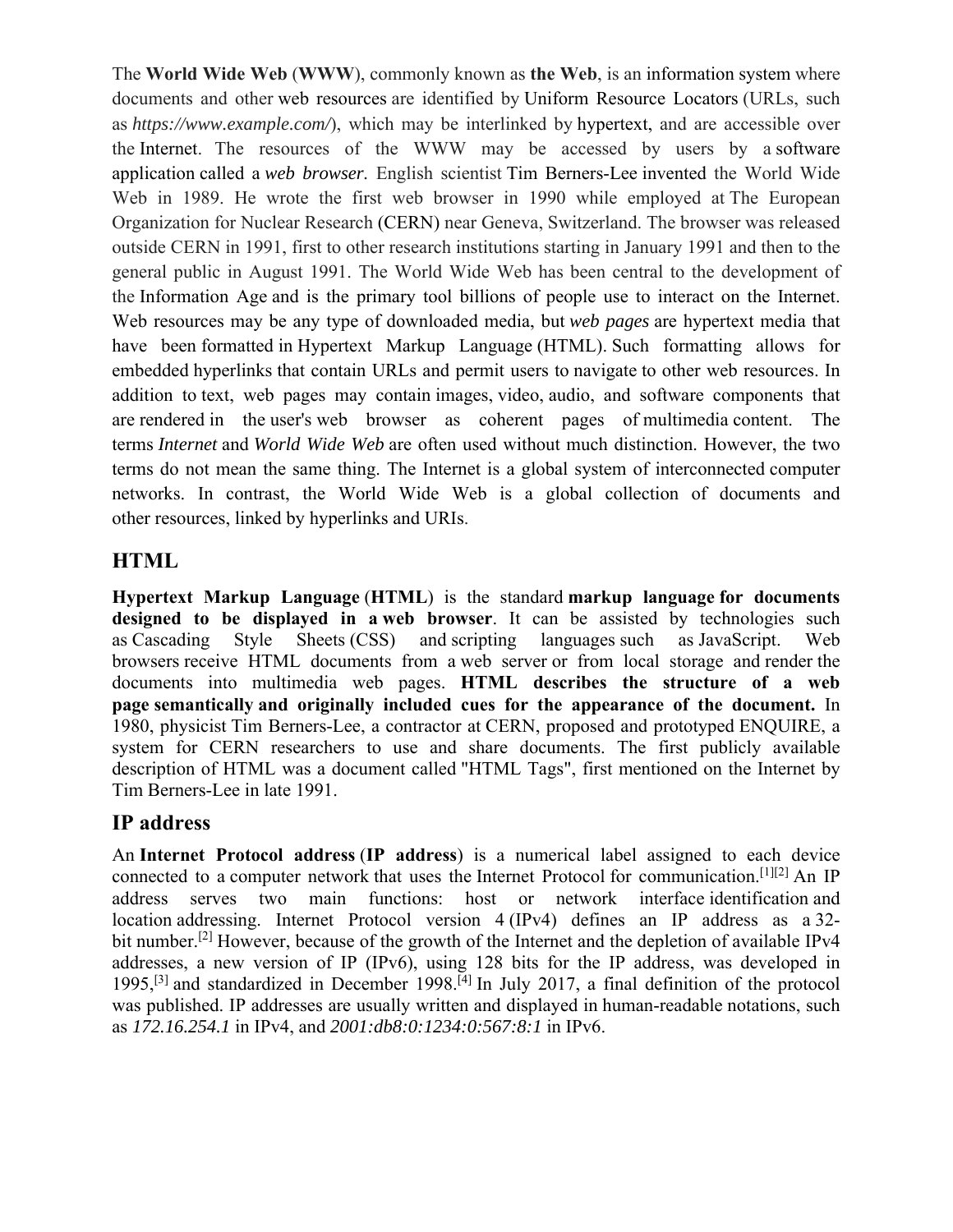The **World Wide Web** (**WWW**), commonly known as **the Web**, is an information system where documents and other web resources are identified by Uniform Resource Locators (URLs, such as *https://www.example.com/*), which may be interlinked by hypertext, and are accessible over the Internet. The resources of the WWW may be accessed by users by a software application called a *web browser.* English scientist Tim Berners-Lee invented the World Wide Web in 1989. He wrote the first web browser in 1990 while employed at The European Organization for Nuclear Research (CERN) near Geneva, Switzerland. The browser was released outside CERN in 1991, first to other research institutions starting in January 1991 and then to the general public in August 1991. The World Wide Web has been central to the development of the Information Age and is the primary tool billions of people use to interact on the Internet. Web resources may be any type of downloaded media, but *web pages* are hypertext media that have been formatted in Hypertext Markup Language (HTML). Such formatting allows for embedded hyperlinks that contain URLs and permit users to navigate to other web resources. In addition to text, web pages may contain images, video, audio, and software components that are rendered in the user's web browser as coherent pages of multimedia content. The terms *Internet* and *World Wide Web* are often used without much distinction. However, the two terms do not mean the same thing. The Internet is a global system of interconnected computer networks. In contrast, the World Wide Web is a global collection of documents and other resources, linked by hyperlinks and URIs.

## HTML

**Hypertext Markup Language** (**HTML**) is the standard **markup language for documents designed to be displayed in a web browser**. It can be assisted by technologies such as Cascading Style Sheets (CSS) and scripting languages such as JavaScript. Web browsers receive HTML documents from a web server or from local storage and render the documents into multimedia web pages. **HTML describes the structure of a web page semantically and originally included cues for the appearance of the document.** In 1980, physicist Tim Berners-Lee, a contractor at CERN, proposed and prototyped ENQUIRE, a system for CERN researchers to use and share documents. The first publicly available description of HTML was a document called "HTML Tags", first mentioned on the Internet by Tim Berners-Lee in late 1991.

## IP address

An **Internet Protocol address** (**IP address**) is a numerical label assigned to each device connected to a computer network that uses the Internet Protocol for communication.[1][2] An IP address serves two main functions: host or network interface identification and location addressing. Internet Protocol version 4 (IPv4) defines an IP address as a 32-bit number.[2] However, because of the growth of the Internet and the depletion of available IPv4 addresses, a new version of IP (IPv6), using 128 bits for the IP address, was developed in 1995,[3] and standardized in December 1998.[4] In July 2017, a final definition of the protocol was published. IP addresses are usually written and displayed in human-readable notations, such as *172.16.254.1* in IPv4, and *2001:db8:0:1234:0:567:8:1* in IPv6.